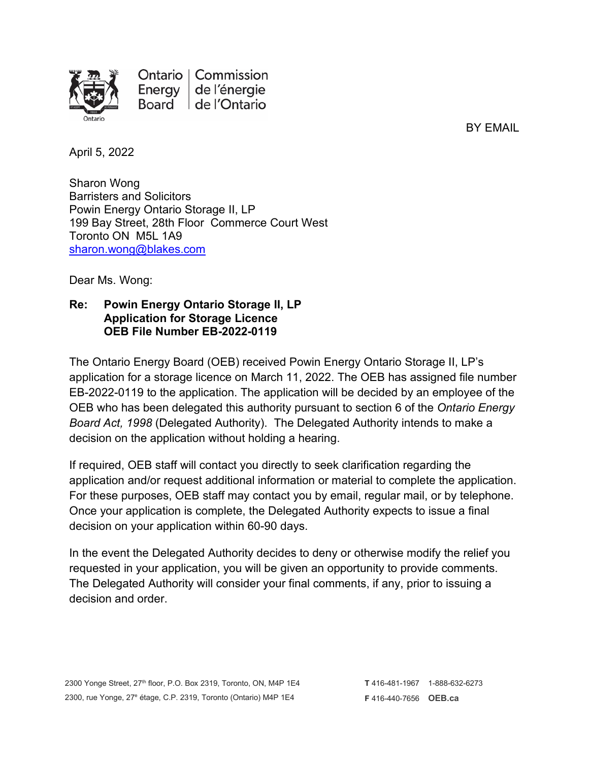Ontario Energy Board | Commission de l'énergie de l'Ontario

BY EMAIL

April 5, 2022

Sharon Wong
Barristers and Solicitors
Powin Energy Ontario Storage II, LP
199 Bay Street, 28th Floor Commerce Court West
Toronto ON M5L 1A9
sharon.wong@blakes.com

Dear Ms. Wong:

**Re: Powin Energy Ontario Storage II, LP**
**Application for Storage Licence**
**OEB File Number EB-2022-0119**

The Ontario Energy Board (OEB) received Powin Energy Ontario Storage II, LP's application for a storage licence on March 11, 2022. The OEB has assigned file number EB-2022-0119 to the application. The application will be decided by an employee of the OEB who has been delegated this authority pursuant to section 6 of the *Ontario Energy Board Act, 1998* (Delegated Authority). The Delegated Authority intends to make a decision on the application without holding a hearing.

If required, OEB staff will contact you directly to seek clarification regarding the application and/or request additional information or material to complete the application. For these purposes, OEB staff may contact you by email, regular mail, or by telephone. Once your application is complete, the Delegated Authority expects to issue a final decision on your application within 60-90 days.

In the event the Delegated Authority decides to deny or otherwise modify the relief you requested in your application, you will be given an opportunity to provide comments. The Delegated Authority will consider your final comments, if any, prior to issuing a decision and order.

2300 Yonge Street, 27th floor, P.O. Box 2319, Toronto, ON, M4P 1E4
2300, rue Yonge, 27e étage, C.P. 2319, Toronto (Ontario) M4P 1E4

**T** 416-481-1967 1-888-632-6273
**F** 416-440-7656 **OEB.ca**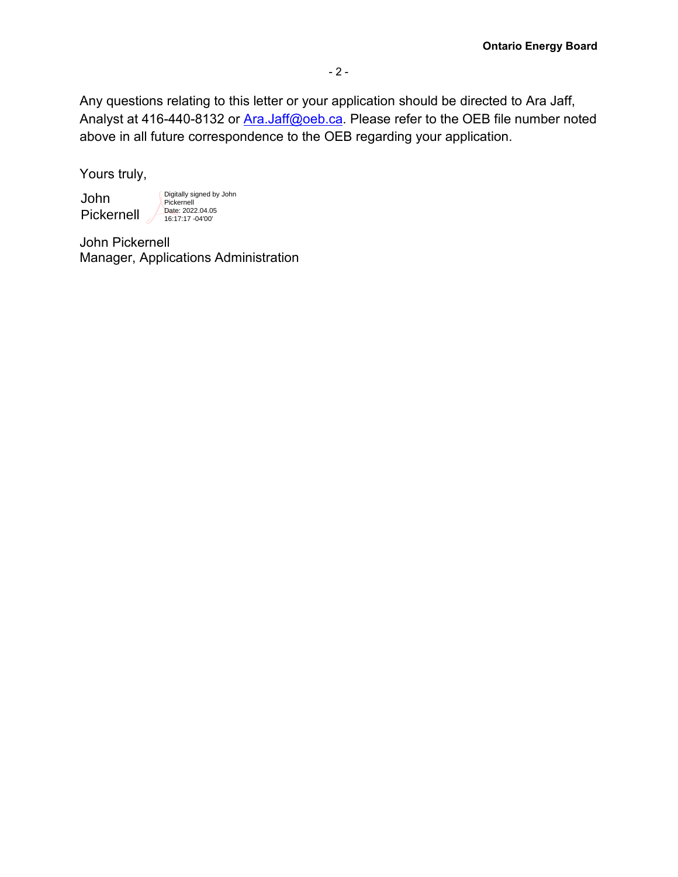Any questions relating to this letter or your application should be directed to Ara Jaff, Analyst at 416-440-8132 or Ara.Jaff@oeb.ca. Please refer to the OEB file number noted above in all future correspondence to the OEB regarding your application.

Yours truly,

John Pickernell

Digitally signed by John Pickernell
Date: 2022.04.05 16:17:17 -04'00'

John Pickernell
Manager, Applications Administration